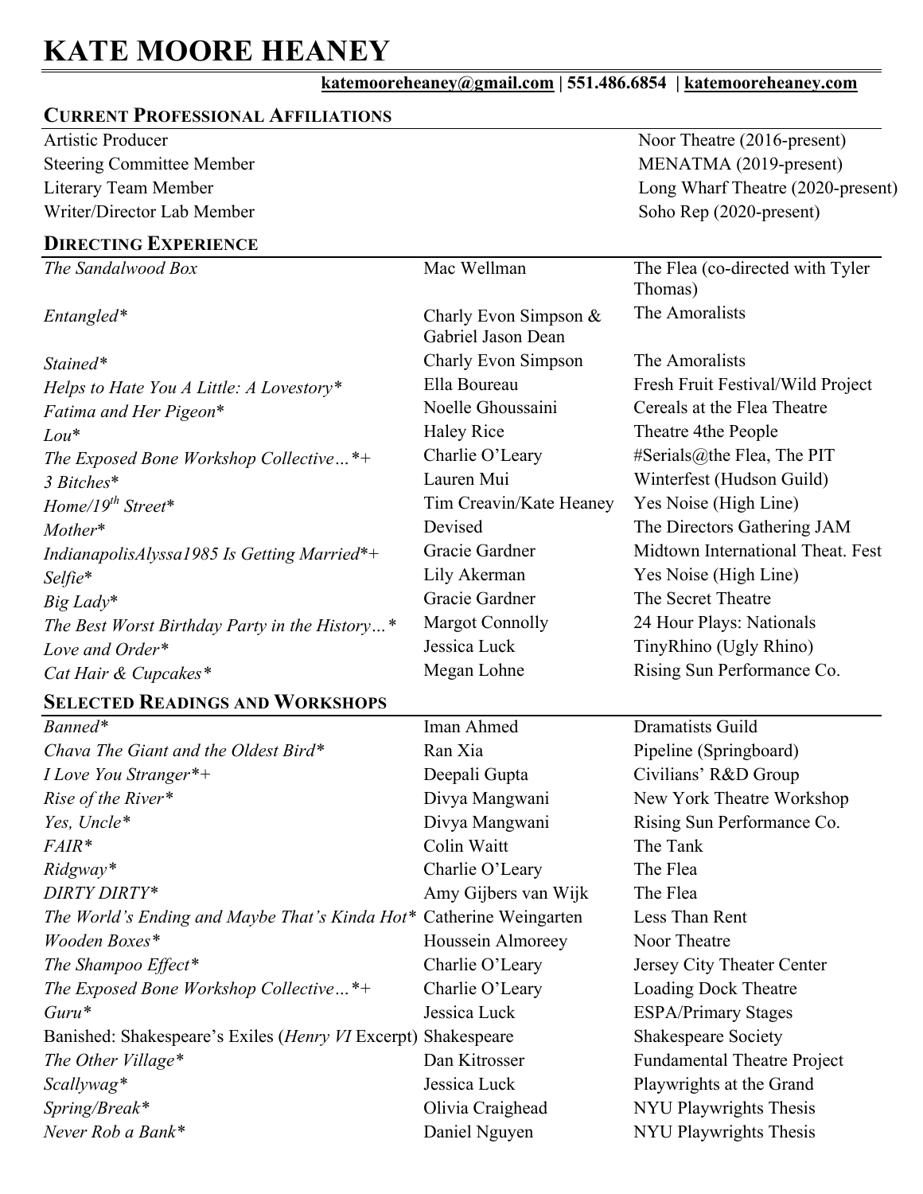# KATE MOORE HEANEY

**katemooreheaney@gmail.com | 551.486.6854 | katemooreheaney.com**

## CURRENT PROFESSIONAL AFFILIATIONS

| | |
|---|---|
| Artistic Producer | Noor Theatre (2016-present) |
| Steering Committee Member | MENATMA (2019-present) |
| Literary Team Member | Long Wharf Theatre (2020-present) |
| Writer/Director Lab Member | Soho Rep (2020-present) |

## DIRECTING EXPERIENCE

| | | |
|---|---|---|
| *The Sandalwood Box* | Mac Wellman | The Flea (co-directed with Tyler Thomas) |
| *Entangled** | Charly Evon Simpson & Gabriel Jason Dean | The Amoralists |
| *Stained** | Charly Evon Simpson | The Amoralists |
| *Helps to Hate You A Little: A Lovestory** | Ella Boureau | Fresh Fruit Festival/Wild Project |
| *Fatima and Her Pigeon** | Noelle Ghoussaini | Cereals at the Flea Theatre |
| *Lou** | Haley Rice | Theatre 4the People |
| *The Exposed Bone Workshop Collective…*+* | Charlie O'Leary | #Serials@the Flea, The PIT |
| *3 Bitches** | Lauren Mui | Winterfest (Hudson Guild) |
| *Home/19th Street** | Tim Creavin/Kate Heaney | Yes Noise (High Line) |
| *Mother** | Devised | The Directors Gathering JAM |
| *IndianapolisAlyssa1985 Is Getting Married*+* | Gracie Gardner | Midtown International Theat. Fest |
| *Selfie** | Lily Akerman | Yes Noise (High Line) |
| *Big Lady** | Gracie Gardner | The Secret Theatre |
| *The Best Worst Birthday Party in the History…** | Margot Connolly | 24 Hour Plays: Nationals |
| *Love and Order** | Jessica Luck | TinyRhino (Ugly Rhino) |
| *Cat Hair & Cupcakes** | Megan Lohne | Rising Sun Performance Co. |

## SELECTED READINGS AND WORKSHOPS

| | | |
|---|---|---|
| *Banned** | Iman Ahmed | Dramatists Guild |
| *Chava The Giant and the Oldest Bird** | Ran Xia | Pipeline (Springboard) |
| *I Love You Stranger*+* | Deepali Gupta | Civilians' R&D Group |
| *Rise of the River** | Divya Mangwani | New York Theatre Workshop |
| *Yes, Uncle** | Divya Mangwani | Rising Sun Performance Co. |
| *FAIR** | Colin Waitt | The Tank |
| *Ridgway** | Charlie O'Leary | The Flea |
| *DIRTY DIRTY** | Amy Gijbers van Wijk | The Flea |
| *The World's Ending and Maybe That's Kinda Hot** | Catherine Weingarten | Less Than Rent |
| *Wooden Boxes** | Houssein Almoreey | Noor Theatre |
| *The Shampoo Effect** | Charlie O'Leary | Jersey City Theater Center |
| *The Exposed Bone Workshop Collective…*+* | Charlie O'Leary | Loading Dock Theatre |
| *Guru** | Jessica Luck | ESPA/Primary Stages |
| Banished: Shakespeare's Exiles (*Henry VI* Excerpt) | Shakespeare | Shakespeare Society |
| *The Other Village** | Dan Kitrosser | Fundamental Theatre Project |
| *Scallywag** | Jessica Luck | Playwrights at the Grand |
| *Spring/Break** | Olivia Craighead | NYU Playwrights Thesis |
| *Never Rob a Bank** | Daniel Nguyen | NYU Playwrights Thesis |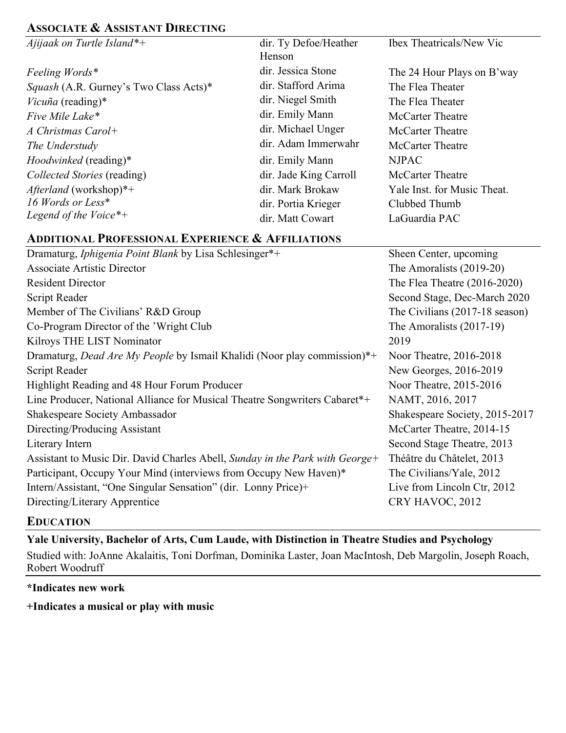## Associate & Assistant Directing

| | | |
|---|---|---|
| *Ajijaak on Turtle Island*\*+ | dir. Ty Defoe/Heather Henson | Ibex Theatricals/New Vic |
| *Feeling Words*\* | dir. Jessica Stone | The 24 Hour Plays on B'way |
| *Squash* (A.R. Gurney's Two Class Acts)\* | dir. Stafford Arima | The Flea Theater |
| *Vicuña* (reading)\* | dir. Niegel Smith | The Flea Theater |
| *Five Mile Lake*\* | dir. Emily Mann | McCarter Theatre |
| *A Christmas Carol+* | dir. Michael Unger | McCarter Theatre |
| *The Understudy* | dir. Adam Immerwahr | McCarter Theatre |
| *Hoodwinked* (reading)\* | dir. Emily Mann | NJPAC |
| *Collected Stories* (reading) | dir. Jade King Carroll | McCarter Theatre |
| *Afterland* (workshop)\*+ | dir. Mark Brokaw | Yale Inst. for Music Theat. |
| *16 Words or Less*\* | dir. Portia Krieger | Clubbed Thumb |
| *Legend of the Voice*\*+ | dir. Matt Cowart | LaGuardia PAC |

## Additional Professional Experience & Affiliations

| | |
|---|---|
| Dramaturg, *Iphigenia Point Blank* by Lisa Schlesinger\*+ | Sheen Center, upcoming |
| Associate Artistic Director | The Amoralists (2019-20) |
| Resident Director | The Flea Theatre (2016-2020) |
| Script Reader | Second Stage, Dec-March 2020 |
| Member of The Civilians' R&D Group | The Civilians (2017-18 season) |
| Co-Program Director of the 'Wright Club | The Amoralists (2017-19) |
| Kilroys THE LIST Nominator | 2019 |
| Dramaturg, *Dead Are My People* by Ismail Khalidi (Noor play commission)\*+ | Noor Theatre, 2016-2018 |
| Script Reader | New Georges, 2016-2019 |
| Highlight Reading and 48 Hour Forum Producer | Noor Theatre, 2015-2016 |
| Line Producer, National Alliance for Musical Theatre Songwriters Cabaret\*+ | NAMT, 2016, 2017 |
| Shakespeare Society Ambassador | Shakespeare Society, 2015-2017 |
| Directing/Producing Assistant | McCarter Theatre, 2014-15 |
| Literary Intern | Second Stage Theatre, 2013 |
| Assistant to Music Dir. David Charles Abell, *Sunday in the Park with George+* | Théâtre du Châtelet, 2013 |
| Participant, Occupy Your Mind (interviews from Occupy New Haven)\* | The Civilians/Yale, 2012 |
| Intern/Assistant, "One Singular Sensation" (dir. Lonny Price)+ | Live from Lincoln Ctr, 2012 |
| Directing/Literary Apprentice | CRY HAVOC, 2012 |

## Education

**Yale University, Bachelor of Arts, Cum Laude, with Distinction in Theatre Studies and Psychology**

Studied with: JoAnne Akalaitis, Toni Dorfman, Dominika Laster, Joan MacIntosh, Deb Margolin, Joseph Roach, Robert Woodruff

**\*Indicates new work**

**+Indicates a musical or play with music**